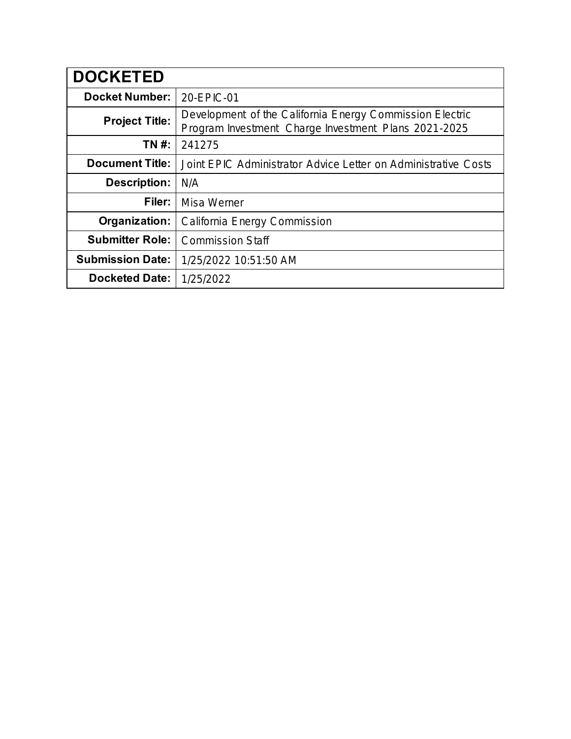| DOCKETED | |
|---|---|
| **Docket Number:** | 20-EPIC-01 |
| **Project Title:** | Development of the California Energy Commission Electric Program Investment Charge Investment Plans 2021-2025 |
| **TN #:** | 241275 |
| **Document Title:** | Joint EPIC Administrator Advice Letter on Administrative Costs |
| **Description:** | N/A |
| **Filer:** | Misa Werner |
| **Organization:** | California Energy Commission |
| **Submitter Role:** | Commission Staff |
| **Submission Date:** | 1/25/2022 10:51:50 AM |
| **Docketed Date:** | 1/25/2022 |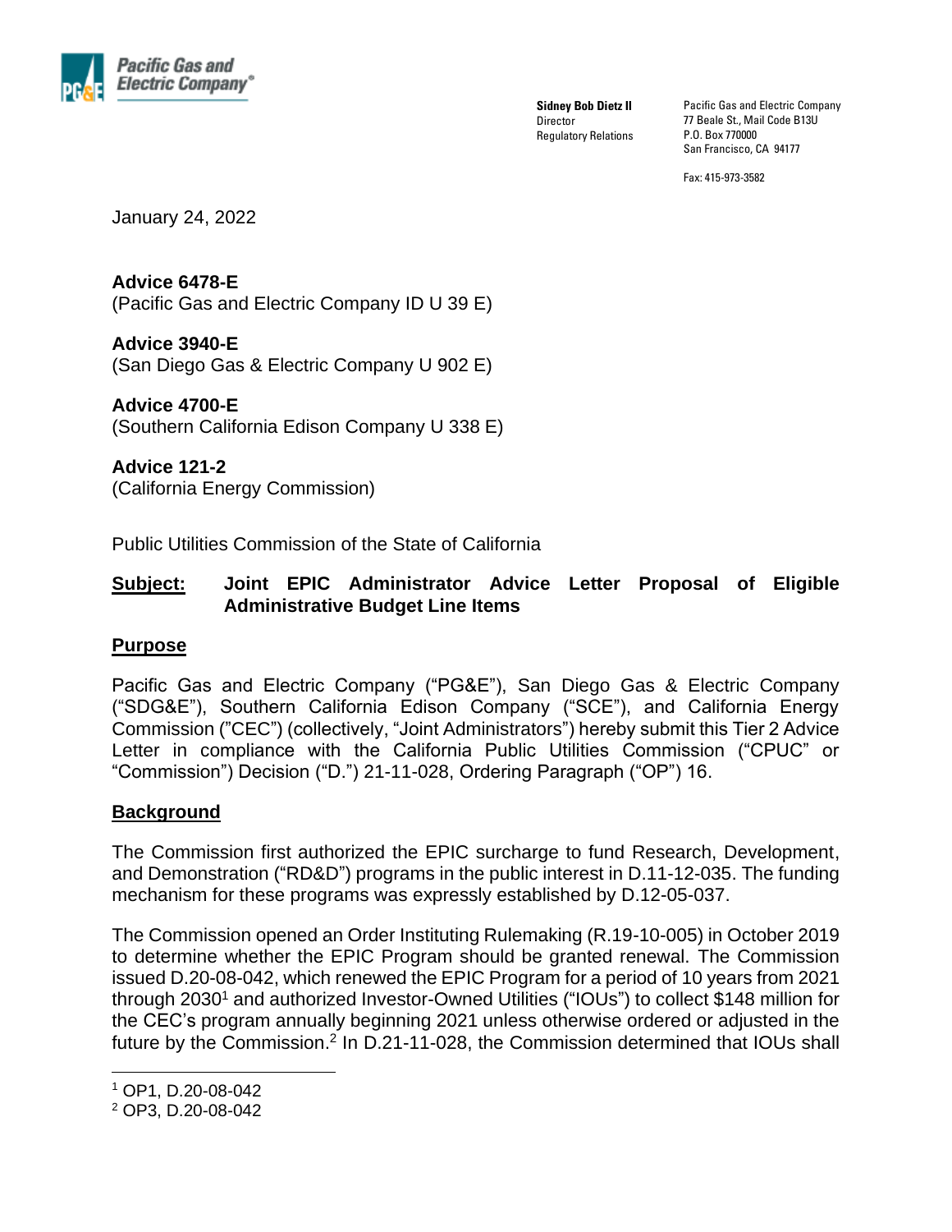Pacific Gas and Electric Company®

**Sidney Bob Dietz II**
Director
Regulatory Relations

Pacific Gas and Electric Company
77 Beale St., Mail Code B13U
P.O. Box 770000
San Francisco, CA 94177

Fax: 415-973-3582

January 24, 2022

**Advice 6478-E**
(Pacific Gas and Electric Company ID U 39 E)

**Advice 3940-E**
(San Diego Gas & Electric Company U 902 E)

**Advice 4700-E**
(Southern California Edison Company U 338 E)

**Advice 121-2**
(California Energy Commission)

Public Utilities Commission of the State of California

**Subject: Joint EPIC Administrator Advice Letter Proposal of Eligible Administrative Budget Line Items**

## Purpose

Pacific Gas and Electric Company ("PG&E"), San Diego Gas & Electric Company ("SDG&E"), Southern California Edison Company ("SCE"), and California Energy Commission ("CEC") (collectively, "Joint Administrators") hereby submit this Tier 2 Advice Letter in compliance with the California Public Utilities Commission ("CPUC" or "Commission") Decision ("D.") 21-11-028, Ordering Paragraph ("OP") 16.

## Background

The Commission first authorized the EPIC surcharge to fund Research, Development, and Demonstration ("RD&D") programs in the public interest in D.11-12-035. The funding mechanism for these programs was expressly established by D.12-05-037.

The Commission opened an Order Instituting Rulemaking (R.19-10-005) in October 2019 to determine whether the EPIC Program should be granted renewal. The Commission issued D.20-08-042, which renewed the EPIC Program for a period of 10 years from 2021 through 2030[1] and authorized Investor-Owned Utilities ("IOUs") to collect $148 million for the CEC's program annually beginning 2021 unless otherwise ordered or adjusted in the future by the Commission.[2] In D.21-11-028, the Commission determined that IOUs shall

[1] OP1, D.20-08-042
[2] OP3, D.20-08-042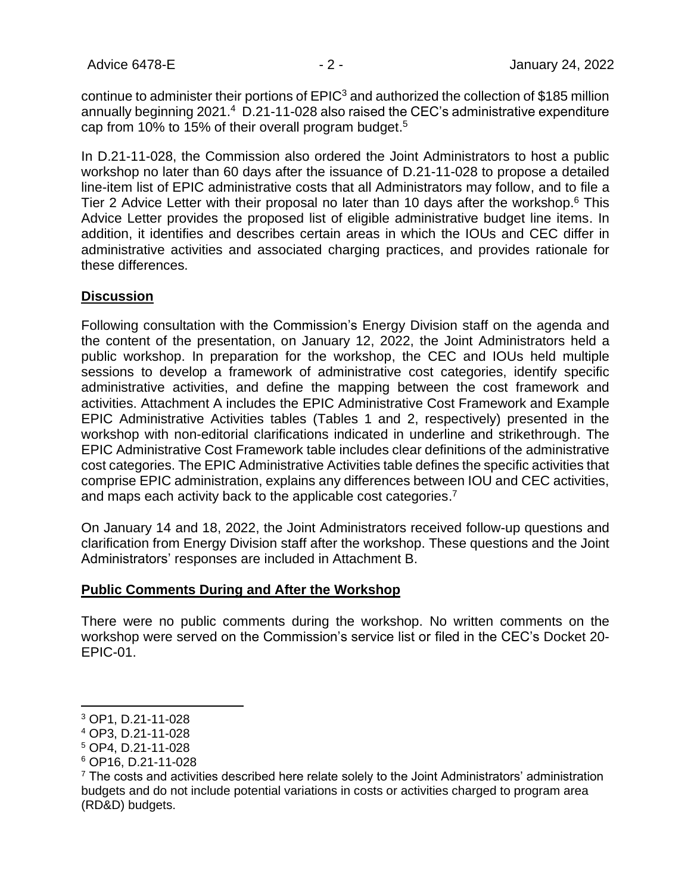continue to administer their portions of EPIC[3] and authorized the collection of $185 million annually beginning 2021.[4] D.21-11-028 also raised the CEC's administrative expenditure cap from 10% to 15% of their overall program budget.[5]

In D.21-11-028, the Commission also ordered the Joint Administrators to host a public workshop no later than 60 days after the issuance of D.21-11-028 to propose a detailed line-item list of EPIC administrative costs that all Administrators may follow, and to file a Tier 2 Advice Letter with their proposal no later than 10 days after the workshop.[6] This Advice Letter provides the proposed list of eligible administrative budget line items. In addition, it identifies and describes certain areas in which the IOUs and CEC differ in administrative activities and associated charging practices, and provides rationale for these differences.

## Discussion

Following consultation with the Commission's Energy Division staff on the agenda and the content of the presentation, on January 12, 2022, the Joint Administrators held a public workshop. In preparation for the workshop, the CEC and IOUs held multiple sessions to develop a framework of administrative cost categories, identify specific administrative activities, and define the mapping between the cost framework and activities. Attachment A includes the EPIC Administrative Cost Framework and Example EPIC Administrative Activities tables (Tables 1 and 2, respectively) presented in the workshop with non-editorial clarifications indicated in underline and strikethrough. The EPIC Administrative Cost Framework table includes clear definitions of the administrative cost categories. The EPIC Administrative Activities table defines the specific activities that comprise EPIC administration, explains any differences between IOU and CEC activities, and maps each activity back to the applicable cost categories.[7]

On January 14 and 18, 2022, the Joint Administrators received follow-up questions and clarification from Energy Division staff after the workshop. These questions and the Joint Administrators' responses are included in Attachment B.

## Public Comments During and After the Workshop

There were no public comments during the workshop. No written comments on the workshop were served on the Commission's service list or filed in the CEC's Docket 20-EPIC-01.

---

[3] OP1, D.21-11-028

[4] OP3, D.21-11-028

[5] OP4, D.21-11-028

[6] OP16, D.21-11-028

[7] The costs and activities described here relate solely to the Joint Administrators' administration budgets and do not include potential variations in costs or activities charged to program area (RD&D) budgets.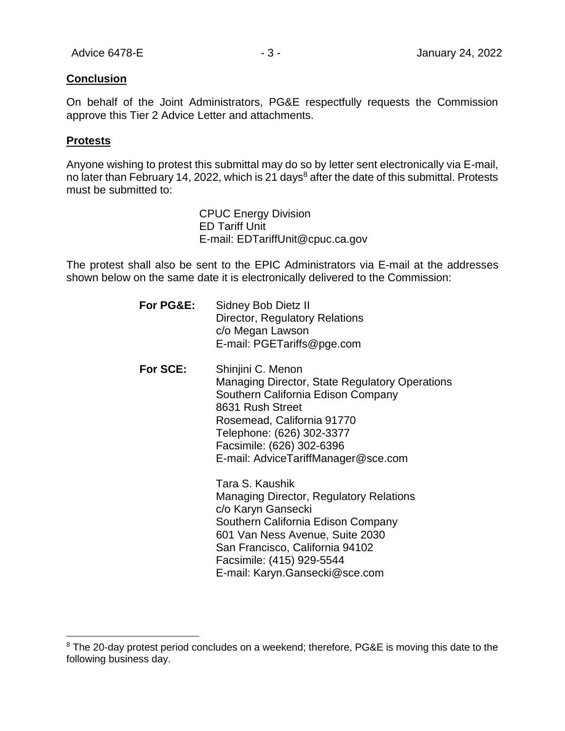## Conclusion

On behalf of the Joint Administrators, PG&E respectfully requests the Commission approve this Tier 2 Advice Letter and attachments.

## Protests

Anyone wishing to protest this submittal may do so by letter sent electronically via E-mail, no later than February 14, 2022, which is 21 days[8] after the date of this submittal. Protests must be submitted to:

CPUC Energy Division
ED Tariff Unit
E-mail: EDTariffUnit@cpuc.ca.gov

The protest shall also be sent to the EPIC Administrators via E-mail at the addresses shown below on the same date it is electronically delivered to the Commission:

**For PG&E:**
Sidney Bob Dietz II
Director, Regulatory Relations
c/o Megan Lawson
E-mail: PGETariffs@pge.com

**For SCE:**
Shinjini C. Menon
Managing Director, State Regulatory Operations
Southern California Edison Company
8631 Rush Street
Rosemead, California 91770
Telephone: (626) 302-3377
Facsimile: (626) 302-6396
E-mail: AdviceTariffManager@sce.com

Tara S. Kaushik
Managing Director, Regulatory Relations
c/o Karyn Gansecki
Southern California Edison Company
601 Van Ness Avenue, Suite 2030
San Francisco, California 94102
Facsimile: (415) 929-5544
E-mail: Karyn.Gansecki@sce.com

---

[8] The 20-day protest period concludes on a weekend; therefore, PG&E is moving this date to the following business day.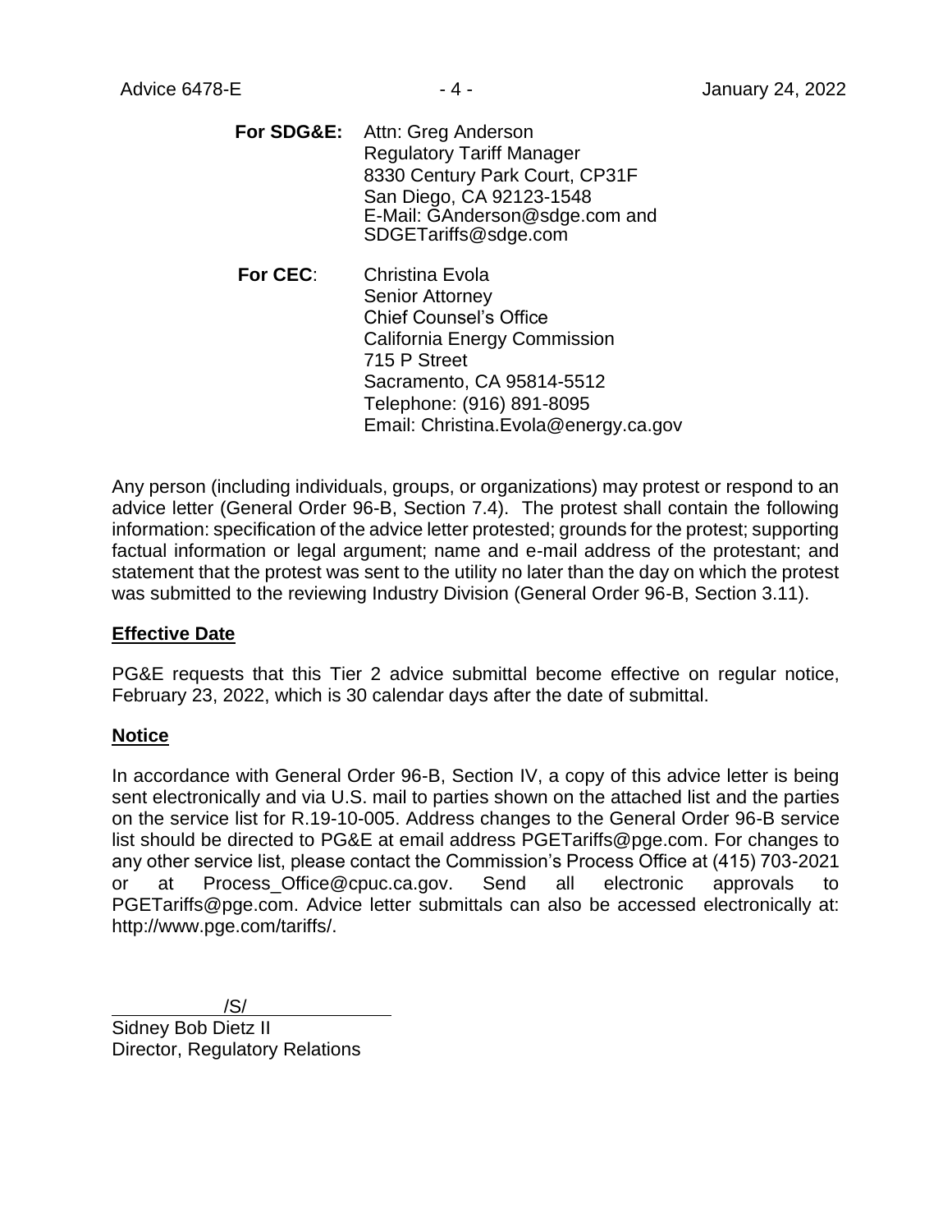**For SDG&E:** Attn: Greg Anderson
Regulatory Tariff Manager
8330 Century Park Court, CP31F
San Diego, CA 92123-1548
E-Mail: GAnderson@sdge.com and
SDGETariffs@sdge.com

**For CEC**: Christina Evola
Senior Attorney
Chief Counsel's Office
California Energy Commission
715 P Street
Sacramento, CA 95814-5512
Telephone: (916) 891-8095
Email: Christina.Evola@energy.ca.gov

Any person (including individuals, groups, or organizations) may protest or respond to an advice letter (General Order 96-B, Section 7.4). The protest shall contain the following information: specification of the advice letter protested; grounds for the protest; supporting factual information or legal argument; name and e-mail address of the protestant; and statement that the protest was sent to the utility no later than the day on which the protest was submitted to the reviewing Industry Division (General Order 96-B, Section 3.11).

## Effective Date

PG&E requests that this Tier 2 advice submittal become effective on regular notice, February 23, 2022, which is 30 calendar days after the date of submittal.

## Notice

In accordance with General Order 96-B, Section IV, a copy of this advice letter is being sent electronically and via U.S. mail to parties shown on the attached list and the parties on the service list for R.19-10-005. Address changes to the General Order 96-B service list should be directed to PG&E at email address PGETariffs@pge.com. For changes to any other service list, please contact the Commission's Process Office at (415) 703-2021 or at Process_Office@cpuc.ca.gov. Send all electronic approvals to PGETariffs@pge.com. Advice letter submittals can also be accessed electronically at: http://www.pge.com/tariffs/.

/S/

Sidney Bob Dietz II
Director, Regulatory Relations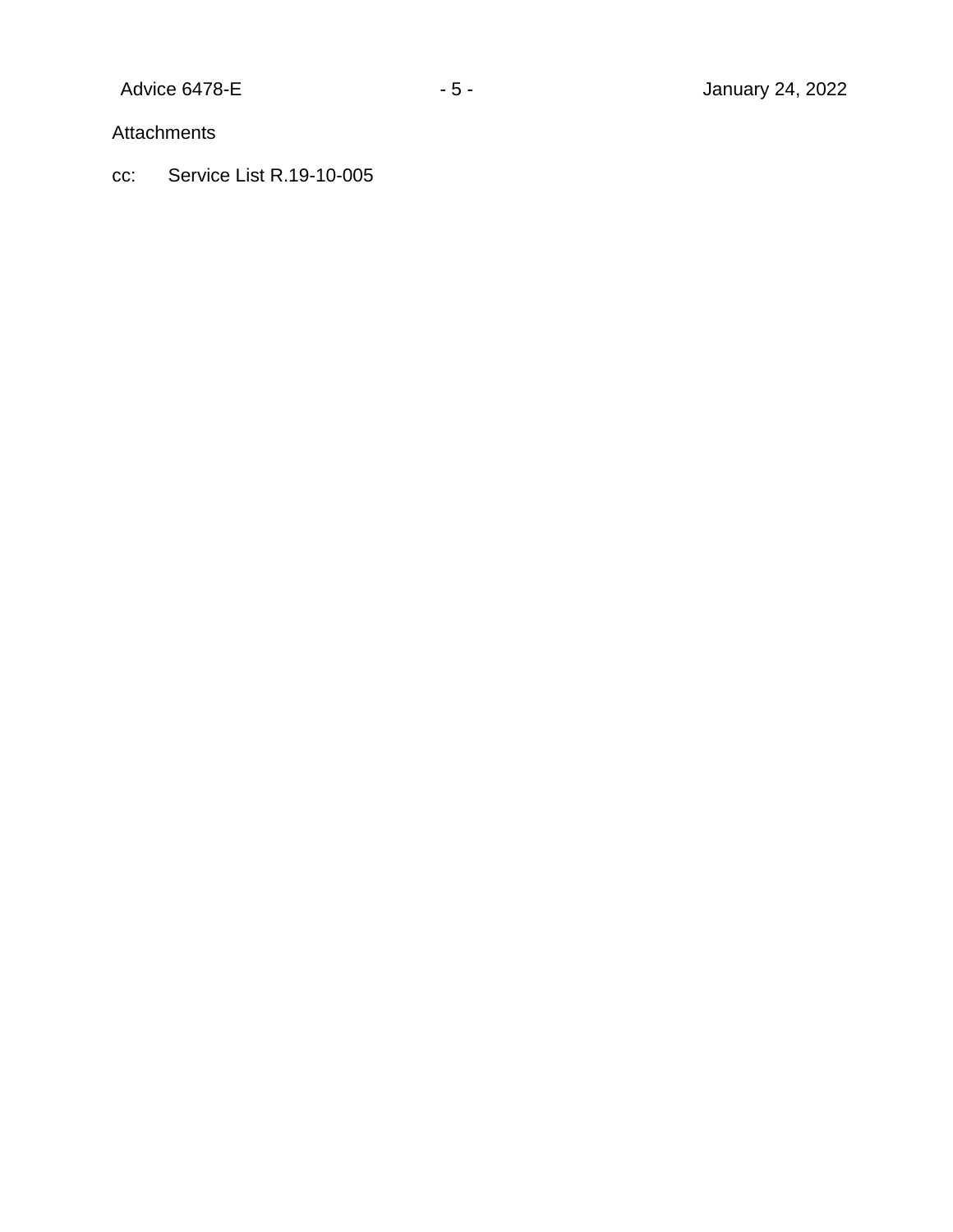Attachments

cc: Service List R.19-10-005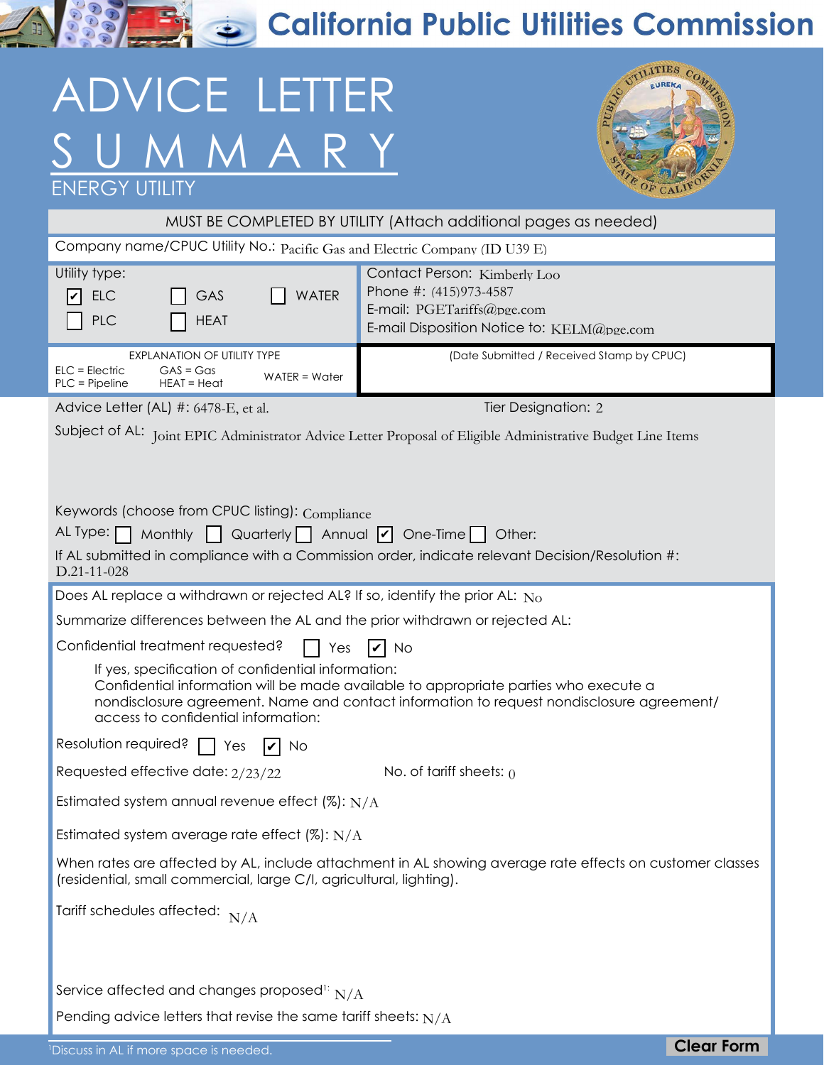# California Public Utilities Commission

# ADVICE LETTER SUMMARY

## ENERGY UTILITY

MUST BE COMPLETED BY UTILITY (Attach additional pages as needed)

Company name/CPUC Utility No.: Pacific Gas and Electric Company (ID U39 E)

Utility type:
- [x] ELC
- [ ] GAS
- [ ] WATER
- [ ] PLC
- [ ] HEAT

Contact Person: Kimberly Loo
Phone #: (415)973-4587
E-mail: PGETariffs@pge.com
E-mail Disposition Notice to: KELM@pge.com

EXPLANATION OF UTILITY TYPE

| | | |
|---|---|---|
| ELC = Electric | GAS = Gas | WATER = Water |
| PLC = Pipeline | HEAT = Heat | |

(Date Submitted / Received Stamp by CPUC)

Advice Letter (AL) #: 6478-E, et al.

Tier Designation: 2

Subject of AL: Joint EPIC Administrator Advice Letter Proposal of Eligible Administrative Budget Line Items

Keywords (choose from CPUC listing): Compliance

AL Type: [ ] Monthly [ ] Quarterly [ ] Annual [x] One-Time [ ] Other:

If AL submitted in compliance with a Commission order, indicate relevant Decision/Resolution #: D.21-11-028

Does AL replace a withdrawn or rejected AL? If so, identify the prior AL: No

Summarize differences between the AL and the prior withdrawn or rejected AL:

Confidential treatment requested? [ ] Yes [x] No

If yes, specification of confidential information:
Confidential information will be made available to appropriate parties who execute a nondisclosure agreement. Name and contact information to request nondisclosure agreement/ access to confidential information:

Resolution required? [ ] Yes [x] No

Requested effective date: 2/23/22

No. of tariff sheets: 0

Estimated system annual revenue effect (%): N/A

Estimated system average rate effect (%): N/A

When rates are affected by AL, include attachment in AL showing average rate effects on customer classes (residential, small commercial, large C/I, agricultural, lighting).

Tariff schedules affected: N/A

Service affected and changes proposed[1]: N/A

Pending advice letters that revise the same tariff sheets: N/A

[1] Discuss in AL if more space is needed.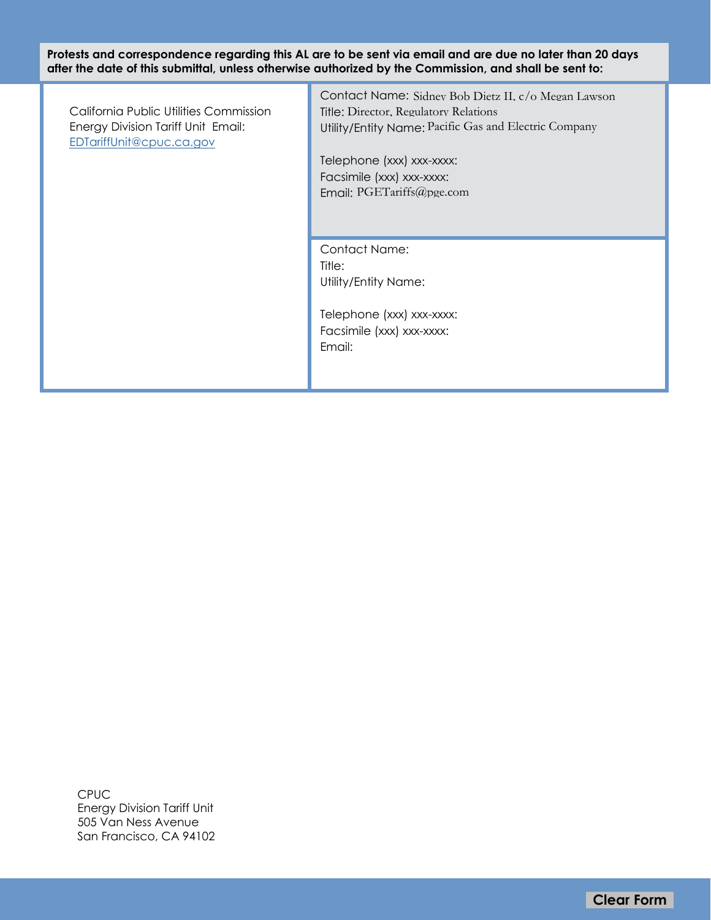**Protests and correspondence regarding this AL are to be sent via email and are due no later than 20 days after the date of this submittal, unless otherwise authorized by the Commission, and shall be sent to:**

| | |
|---|---|
| California Public Utilities Commission<br>Energy Division Tariff Unit Email:<br>EDTariffUnit@cpuc.ca.gov | Contact Name: Sidney Bob Dietz II, c/o Megan Lawson<br>Title: Director, Regulatory Relations<br>Utility/Entity Name: Pacific Gas and Electric Company<br><br>Telephone (xxx) xxx-xxxx:<br>Facsimile (xxx) xxx-xxxx:<br>Email: PGETariffs@pge.com |
| | Contact Name:<br>Title:<br>Utility/Entity Name:<br><br>Telephone (xxx) xxx-xxxx:<br>Facsimile (xxx) xxx-xxxx:<br>Email: |

CPUC
Energy Division Tariff Unit
505 Van Ness Avenue
San Francisco, CA 94102

Clear Form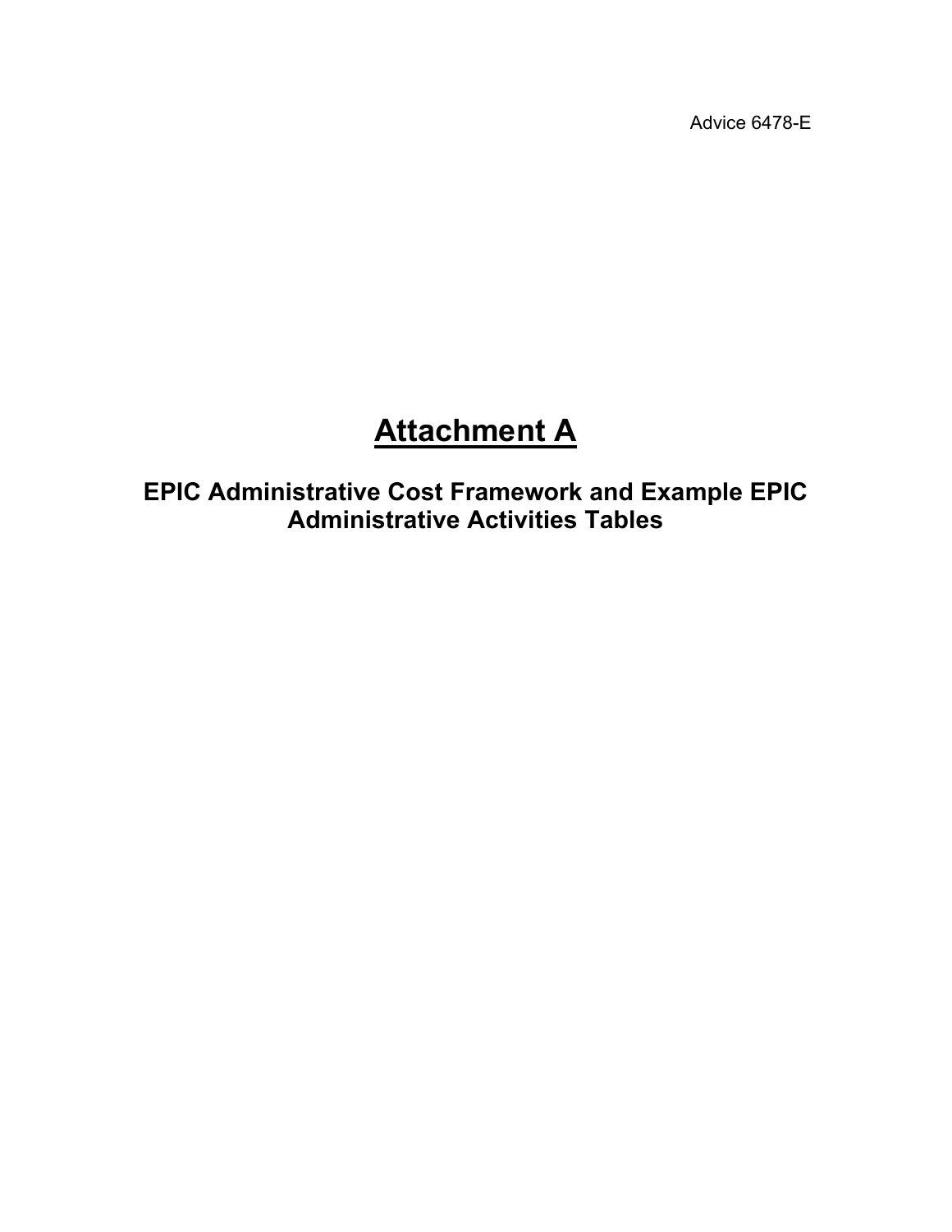Advice 6478-E

# Attachment A

## EPIC Administrative Cost Framework and Example EPIC Administrative Activities Tables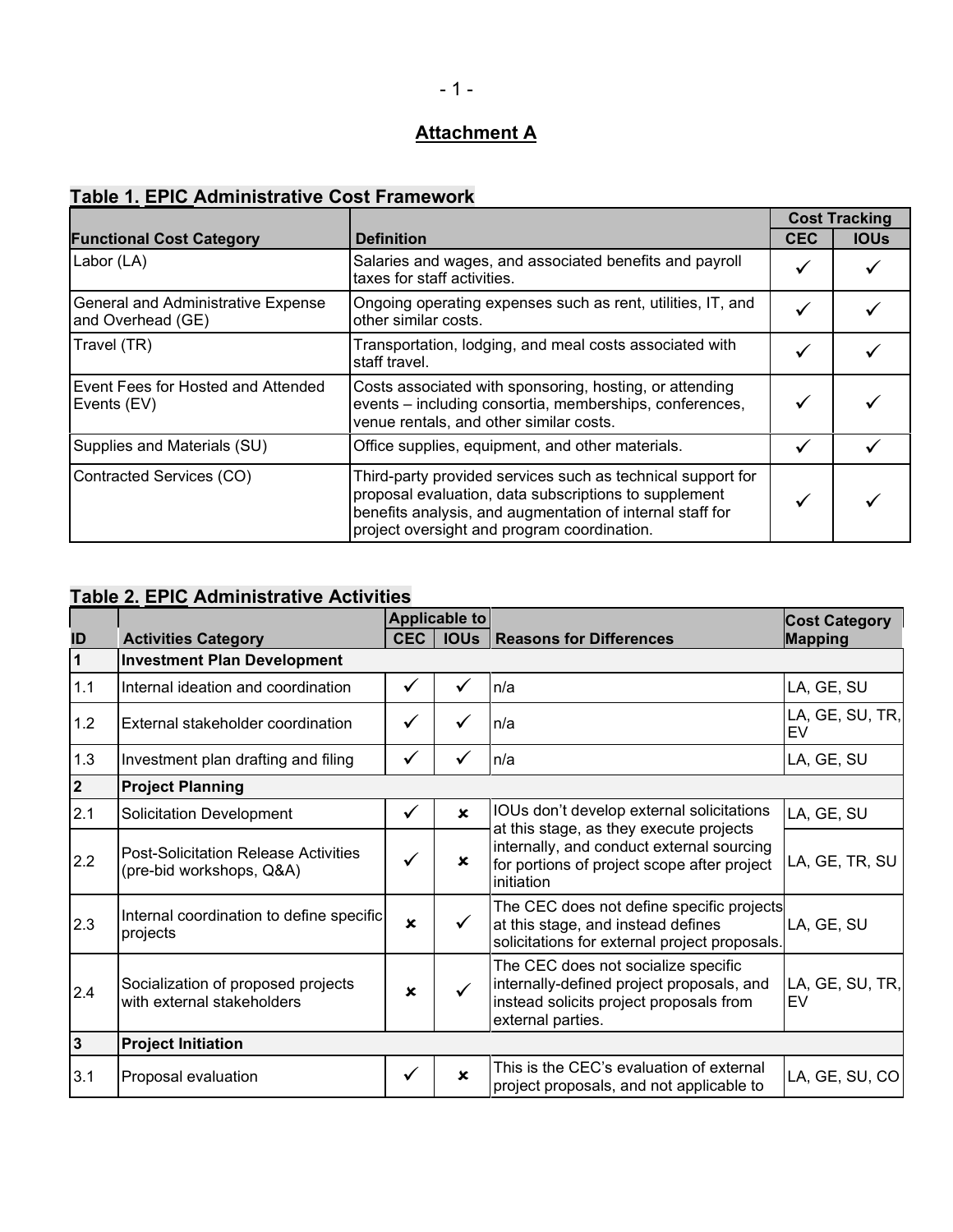## Attachment A

**Table 1. EPIC Administrative Cost Framework**

| Functional Cost Category | Definition | Cost Tracking | |
|---|---|---|---|
| | | CEC | IOUs |
| Labor (LA) | Salaries and wages, and associated benefits and payroll taxes for staff activities. | ✓ | ✓ |
| General and Administrative Expense and Overhead (GE) | Ongoing operating expenses such as rent, utilities, IT, and other similar costs. | ✓ | ✓ |
| Travel (TR) | Transportation, lodging, and meal costs associated with staff travel. | ✓ | ✓ |
| Event Fees for Hosted and Attended Events (EV) | Costs associated with sponsoring, hosting, or attending events – including consortia, memberships, conferences, venue rentals, and other similar costs. | ✓ | ✓ |
| Supplies and Materials (SU) | Office supplies, equipment, and other materials. | ✓ | ✓ |
| Contracted Services (CO) | Third-party provided services such as technical support for proposal evaluation, data subscriptions to supplement benefits analysis, and augmentation of internal staff for project oversight and program coordination. | ✓ | ✓ |

**Table 2. EPIC Administrative Activities**

| ID | Activities Category | Applicable to | | Reasons for Differences | Cost Category Mapping |
|---|---|---|---|---|---|
| | | CEC | IOUs | | |
| **1** | **Investment Plan Development** | | | | |
| 1.1 | Internal ideation and coordination | ✓ | ✓ | n/a | LA, GE, SU |
| 1.2 | External stakeholder coordination | ✓ | ✓ | n/a | LA, GE, SU, TR, EV |
| 1.3 | Investment plan drafting and filing | ✓ | ✓ | n/a | LA, GE, SU |
| **2** | **Project Planning** | | | | |
| 2.1 | Solicitation Development | ✓ | ✗ | IOUs don't develop external solicitations at this stage, as they execute projects internally, and conduct external sourcing for portions of project scope after project initiation | LA, GE, SU |
| 2.2 | Post-Solicitation Release Activities (pre-bid workshops, Q&A) | ✓ | ✗ | | LA, GE, TR, SU |
| 2.3 | Internal coordination to define specific projects | ✗ | ✓ | The CEC does not define specific projects at this stage, and instead defines solicitations for external project proposals. | LA, GE, SU |
| 2.4 | Socialization of proposed projects with external stakeholders | ✗ | ✓ | The CEC does not socialize specific internally-defined project proposals, and instead solicits project proposals from external parties. | LA, GE, SU, TR, EV |
| **3** | **Project Initiation** | | | | |
| 3.1 | Proposal evaluation | ✓ | ✗ | This is the CEC's evaluation of external project proposals, and not applicable to | LA, GE, SU, CO |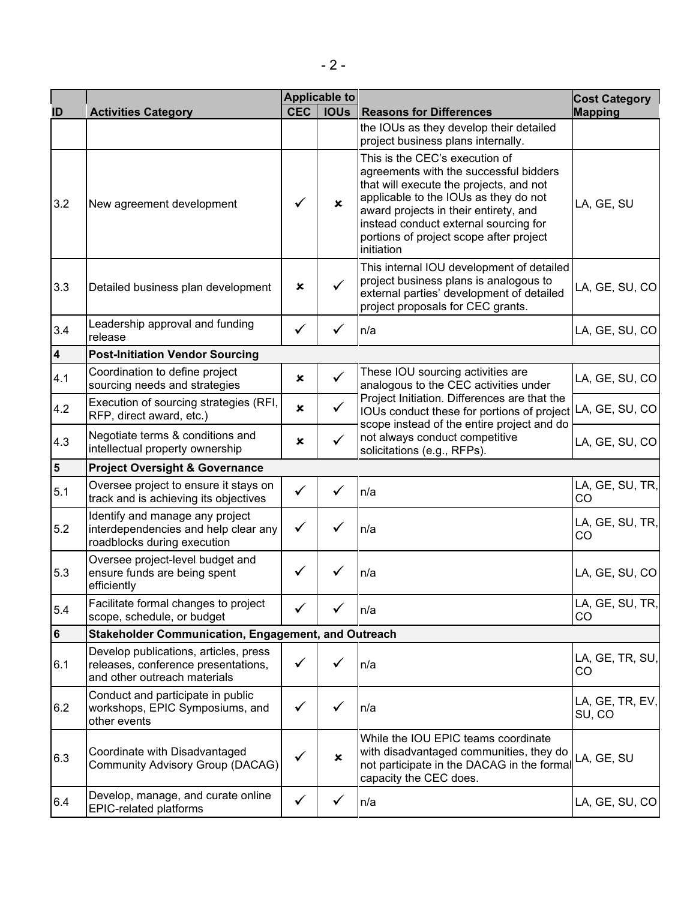| ID | Activities Category | Applicable to | | Reasons for Differences | Cost Category Mapping |
|---|---|---|---|---|---|
| | | CEC | IOUs | | |
| | | | | the IOUs as they develop their detailed project business plans internally. | |
| 3.2 | New agreement development | ✓ | ✗ | This is the CEC's execution of agreements with the successful bidders that will execute the projects, and not applicable to the IOUs as they do not award projects in their entirety, and instead conduct external sourcing for portions of project scope after project initiation | LA, GE, SU |
| 3.3 | Detailed business plan development | ✗ | ✓ | This internal IOU development of detailed project business plans is analogous to external parties' development of detailed project proposals for CEC grants. | LA, GE, SU, CO |
| 3.4 | Leadership approval and funding release | ✓ | ✓ | n/a | LA, GE, SU, CO |
| **4** | **Post-Initiation Vendor Sourcing** | | | | |
| 4.1 | Coordination to define project sourcing needs and strategies | ✗ | ✓ | These IOU sourcing activities are analogous to the CEC activities under Project Initiation. Differences are that the IOUs conduct these for portions of project scope instead of the entire project and do not always conduct competitive solicitations (e.g., RFPs). | LA, GE, SU, CO |
| 4.2 | Execution of sourcing strategies (RFI, RFP, direct award, etc.) | ✗ | ✓ | | LA, GE, SU, CO |
| 4.3 | Negotiate terms & conditions and intellectual property ownership | ✗ | ✓ | | LA, GE, SU, CO |
| **5** | **Project Oversight & Governance** | | | | |
| 5.1 | Oversee project to ensure it stays on track and is achieving its objectives | ✓ | ✓ | n/a | LA, GE, SU, TR, CO |
| 5.2 | Identify and manage any project interdependencies and help clear any roadblocks during execution | ✓ | ✓ | n/a | LA, GE, SU, TR, CO |
| 5.3 | Oversee project-level budget and ensure funds are being spent efficiently | ✓ | ✓ | n/a | LA, GE, SU, CO |
| 5.4 | Facilitate formal changes to project scope, schedule, or budget | ✓ | ✓ | n/a | LA, GE, SU, TR, CO |
| **6** | **Stakeholder Communication, Engagement, and Outreach** | | | | |
| 6.1 | Develop publications, articles, press releases, conference presentations, and other outreach materials | ✓ | ✓ | n/a | LA, GE, TR, SU, CO |
| 6.2 | Conduct and participate in public workshops, EPIC Symposiums, and other events | ✓ | ✓ | n/a | LA, GE, TR, EV, SU, CO |
| 6.3 | Coordinate with Disadvantaged Community Advisory Group (DACAG) | ✓ | ✗ | While the IOU EPIC teams coordinate with disadvantaged communities, they do not participate in the DACAG in the formal capacity the CEC does. | LA, GE, SU |
| 6.4 | Develop, manage, and curate online EPIC-related platforms | ✓ | ✓ | n/a | LA, GE, SU, CO |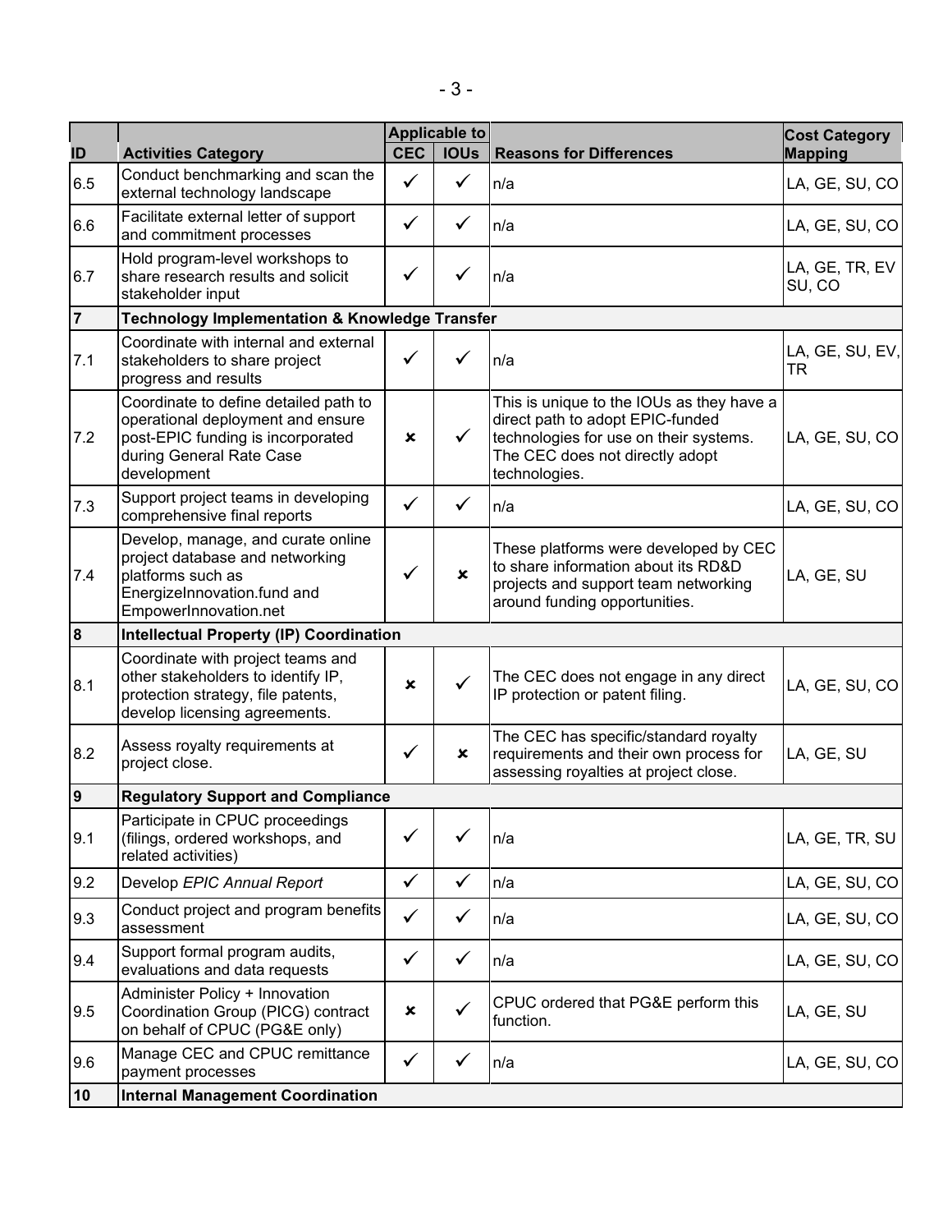| ID | Activities Category | Applicable to | | Reasons for Differences | Cost Category Mapping |
|---|---|---|---|---|---|
| | | CEC | IOUs | | |
| 6.5 | Conduct benchmarking and scan the external technology landscape | ✓ | ✓ | n/a | LA, GE, SU, CO |
| 6.6 | Facilitate external letter of support and commitment processes | ✓ | ✓ | n/a | LA, GE, SU, CO |
| 6.7 | Hold program-level workshops to share research results and solicit stakeholder input | ✓ | ✓ | n/a | LA, GE, TR, EV SU, CO |
| **7** | **Technology Implementation & Knowledge Transfer** | | | | |
| 7.1 | Coordinate with internal and external stakeholders to share project progress and results | ✓ | ✓ | n/a | LA, GE, SU, EV, TR |
| 7.2 | Coordinate to define detailed path to operational deployment and ensure post-EPIC funding is incorporated during General Rate Case development | ✗ | ✓ | This is unique to the IOUs as they have a direct path to adopt EPIC-funded technologies for use on their systems. The CEC does not directly adopt technologies. | LA, GE, SU, CO |
| 7.3 | Support project teams in developing comprehensive final reports | ✓ | ✓ | n/a | LA, GE, SU, CO |
| 7.4 | Develop, manage, and curate online project database and networking platforms such as EnergizeInnovation.fund and EmpowerInnovation.net | ✓ | ✗ | These platforms were developed by CEC to share information about its RD&D projects and support team networking around funding opportunities. | LA, GE, SU |
| **8** | **Intellectual Property (IP) Coordination** | | | | |
| 8.1 | Coordinate with project teams and other stakeholders to identify IP, protection strategy, file patents, develop licensing agreements. | ✗ | ✓ | The CEC does not engage in any direct IP protection or patent filing. | LA, GE, SU, CO |
| 8.2 | Assess royalty requirements at project close. | ✓ | ✗ | The CEC has specific/standard royalty requirements and their own process for assessing royalties at project close. | LA, GE, SU |
| **9** | **Regulatory Support and Compliance** | | | | |
| 9.1 | Participate in CPUC proceedings (filings, ordered workshops, and related activities) | ✓ | ✓ | n/a | LA, GE, TR, SU |
| 9.2 | Develop *EPIC Annual Report* | ✓ | ✓ | n/a | LA, GE, SU, CO |
| 9.3 | Conduct project and program benefits assessment | ✓ | ✓ | n/a | LA, GE, SU, CO |
| 9.4 | Support formal program audits, evaluations and data requests | ✓ | ✓ | n/a | LA, GE, SU, CO |
| 9.5 | Administer Policy + Innovation Coordination Group (PICG) contract on behalf of CPUC (PG&E only) | ✗ | ✓ | CPUC ordered that PG&E perform this function. | LA, GE, SU |
| 9.6 | Manage CEC and CPUC remittance payment processes | ✓ | ✓ | n/a | LA, GE, SU, CO |
| **10** | **Internal Management Coordination** | | | | |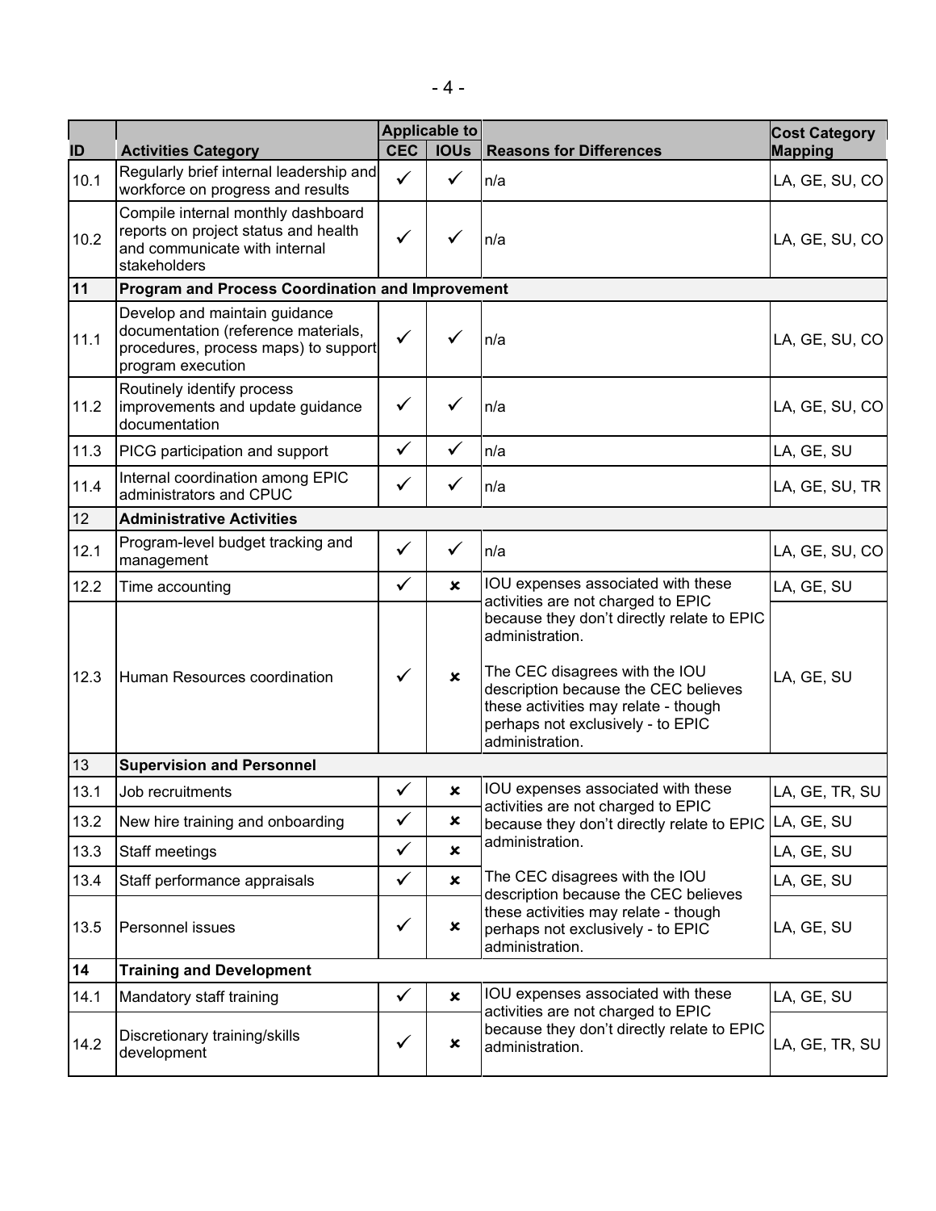| ID | Activities Category | Applicable to | | Reasons for Differences | Cost Category Mapping |
|---|---|---|---|---|---|
| | | CEC | IOUs | | |
| 10.1 | Regularly brief internal leadership and workforce on progress and results | ✓ | ✓ | n/a | LA, GE, SU, CO |
| 10.2 | Compile internal monthly dashboard reports on project status and health and communicate with internal stakeholders | ✓ | ✓ | n/a | LA, GE, SU, CO |
| **11** | **Program and Process Coordination and Improvement** | | | | |
| 11.1 | Develop and maintain guidance documentation (reference materials, procedures, process maps) to support program execution | ✓ | ✓ | n/a | LA, GE, SU, CO |
| 11.2 | Routinely identify process improvements and update guidance documentation | ✓ | ✓ | n/a | LA, GE, SU, CO |
| 11.3 | PICG participation and support | ✓ | ✓ | n/a | LA, GE, SU |
| 11.4 | Internal coordination among EPIC administrators and CPUC | ✓ | ✓ | n/a | LA, GE, SU, TR |
| 12 | **Administrative Activities** | | | | |
| 12.1 | Program-level budget tracking and management | ✓ | ✓ | n/a | LA, GE, SU, CO |
| 12.2 | Time accounting | ✓ | ✗ | IOU expenses associated with these activities are not charged to EPIC because they don't directly relate to EPIC administration.<br><br>The CEC disagrees with the IOU description because the CEC believes these activities may relate - though perhaps not exclusively - to EPIC administration. | LA, GE, SU |
| 12.3 | Human Resources coordination | ✓ | ✗ | | LA, GE, SU |
| 13 | **Supervision and Personnel** | | | | |
| 13.1 | Job recruitments | ✓ | ✗ | IOU expenses associated with these activities are not charged to EPIC because they don't directly relate to EPIC administration.<br><br>The CEC disagrees with the IOU description because the CEC believes these activities may relate - though perhaps not exclusively - to EPIC administration. | LA, GE, TR, SU |
| 13.2 | New hire training and onboarding | ✓ | ✗ | | LA, GE, SU |
| 13.3 | Staff meetings | ✓ | ✗ | | LA, GE, SU |
| 13.4 | Staff performance appraisals | ✓ | ✗ | | LA, GE, SU |
| 13.5 | Personnel issues | ✓ | ✗ | | LA, GE, SU |
| **14** | **Training and Development** | | | | |
| 14.1 | Mandatory staff training | ✓ | ✗ | IOU expenses associated with these activities are not charged to EPIC because they don't directly relate to EPIC administration. | LA, GE, SU |
| 14.2 | Discretionary training/skills development | ✓ | ✗ | | LA, GE, TR, SU |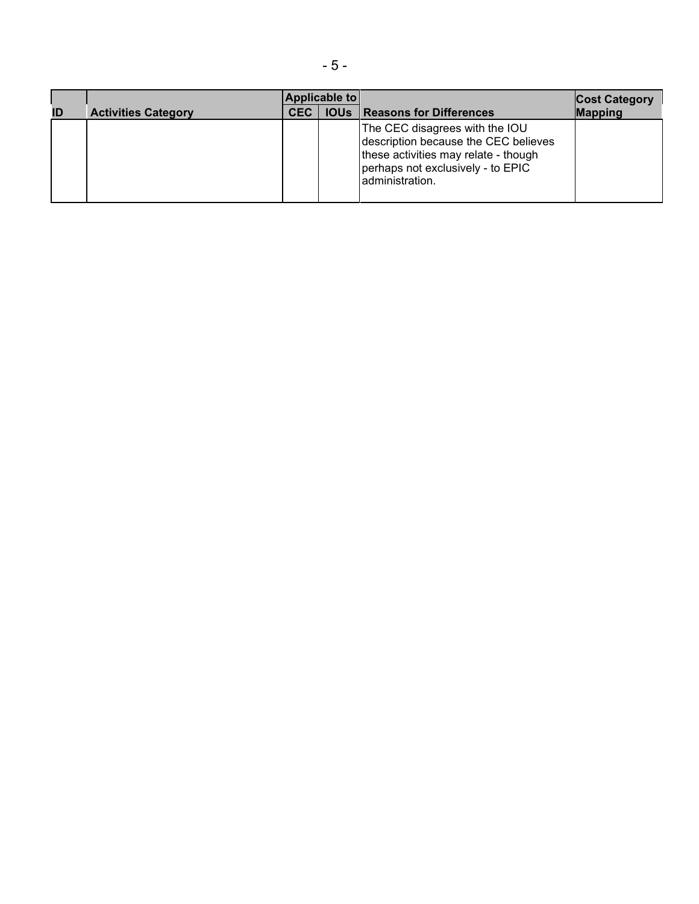| ID | Activities Category | Applicable to | | Reasons for Differences | Cost Category Mapping |
|---|---|---|---|---|---|
| | | CEC | IOUs | | |
| | | | | The CEC disagrees with the IOU description because the CEC believes these activities may relate - though perhaps not exclusively - to EPIC administration. | |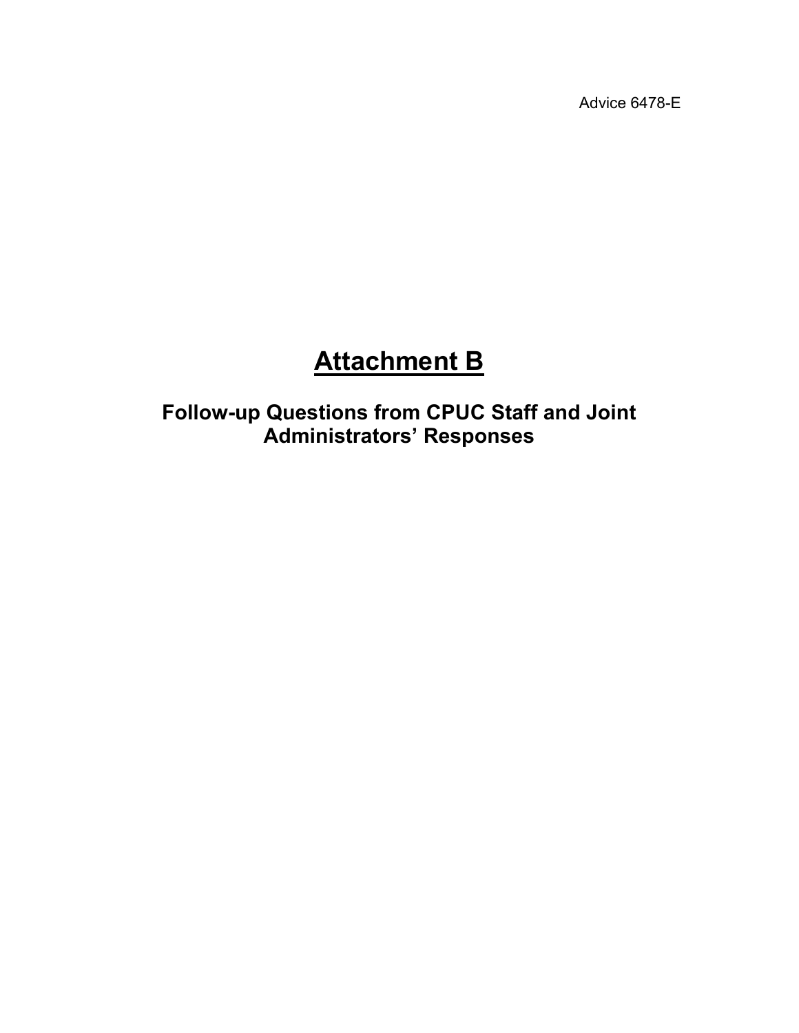Advice 6478-E

# Attachment B

## Follow-up Questions from CPUC Staff and Joint Administrators' Responses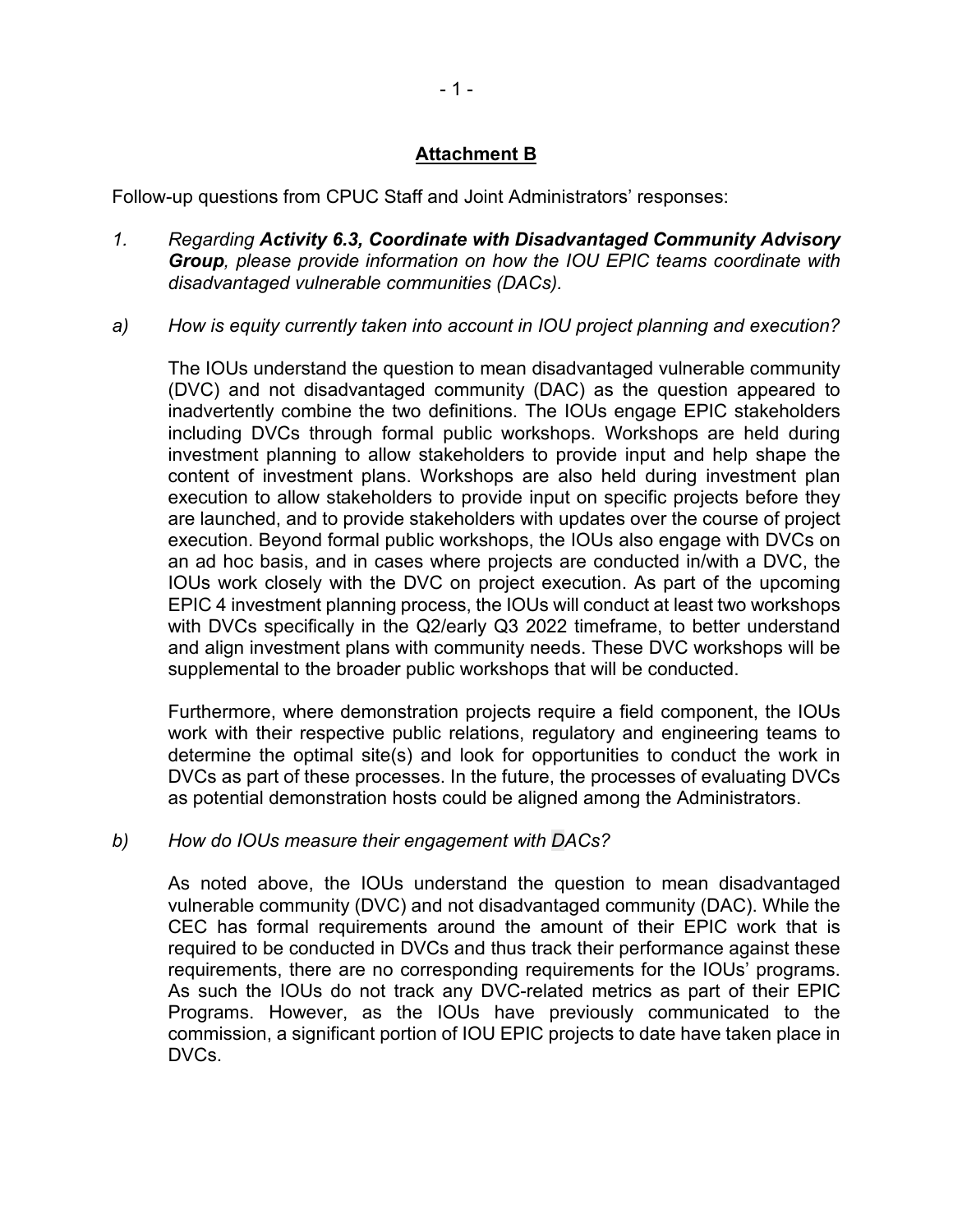## Attachment B

Follow-up questions from CPUC Staff and Joint Administrators' responses:

1. *Regarding **Activity 6.3, Coordinate with Disadvantaged Community Advisory Group**, please provide information on how the IOU EPIC teams coordinate with disadvantaged vulnerable communities (DACs).*

a) *How is equity currently taken into account in IOU project planning and execution?*

The IOUs understand the question to mean disadvantaged vulnerable community (DVC) and not disadvantaged community (DAC) as the question appeared to inadvertently combine the two definitions. The IOUs engage EPIC stakeholders including DVCs through formal public workshops. Workshops are held during investment planning to allow stakeholders to provide input and help shape the content of investment plans. Workshops are also held during investment plan execution to allow stakeholders to provide input on specific projects before they are launched, and to provide stakeholders with updates over the course of project execution. Beyond formal public workshops, the IOUs also engage with DVCs on an ad hoc basis, and in cases where projects are conducted in/with a DVC, the IOUs work closely with the DVC on project execution. As part of the upcoming EPIC 4 investment planning process, the IOUs will conduct at least two workshops with DVCs specifically in the Q2/early Q3 2022 timeframe, to better understand and align investment plans with community needs. These DVC workshops will be supplemental to the broader public workshops that will be conducted.

Furthermore, where demonstration projects require a field component, the IOUs work with their respective public relations, regulatory and engineering teams to determine the optimal site(s) and look for opportunities to conduct the work in DVCs as part of these processes. In the future, the processes of evaluating DVCs as potential demonstration hosts could be aligned among the Administrators.

b) *How do IOUs measure their engagement with DACs?*

As noted above, the IOUs understand the question to mean disadvantaged vulnerable community (DVC) and not disadvantaged community (DAC). While the CEC has formal requirements around the amount of their EPIC work that is required to be conducted in DVCs and thus track their performance against these requirements, there are no corresponding requirements for the IOUs' programs. As such the IOUs do not track any DVC-related metrics as part of their EPIC Programs. However, as the IOUs have previously communicated to the commission, a significant portion of IOU EPIC projects to date have taken place in DVCs.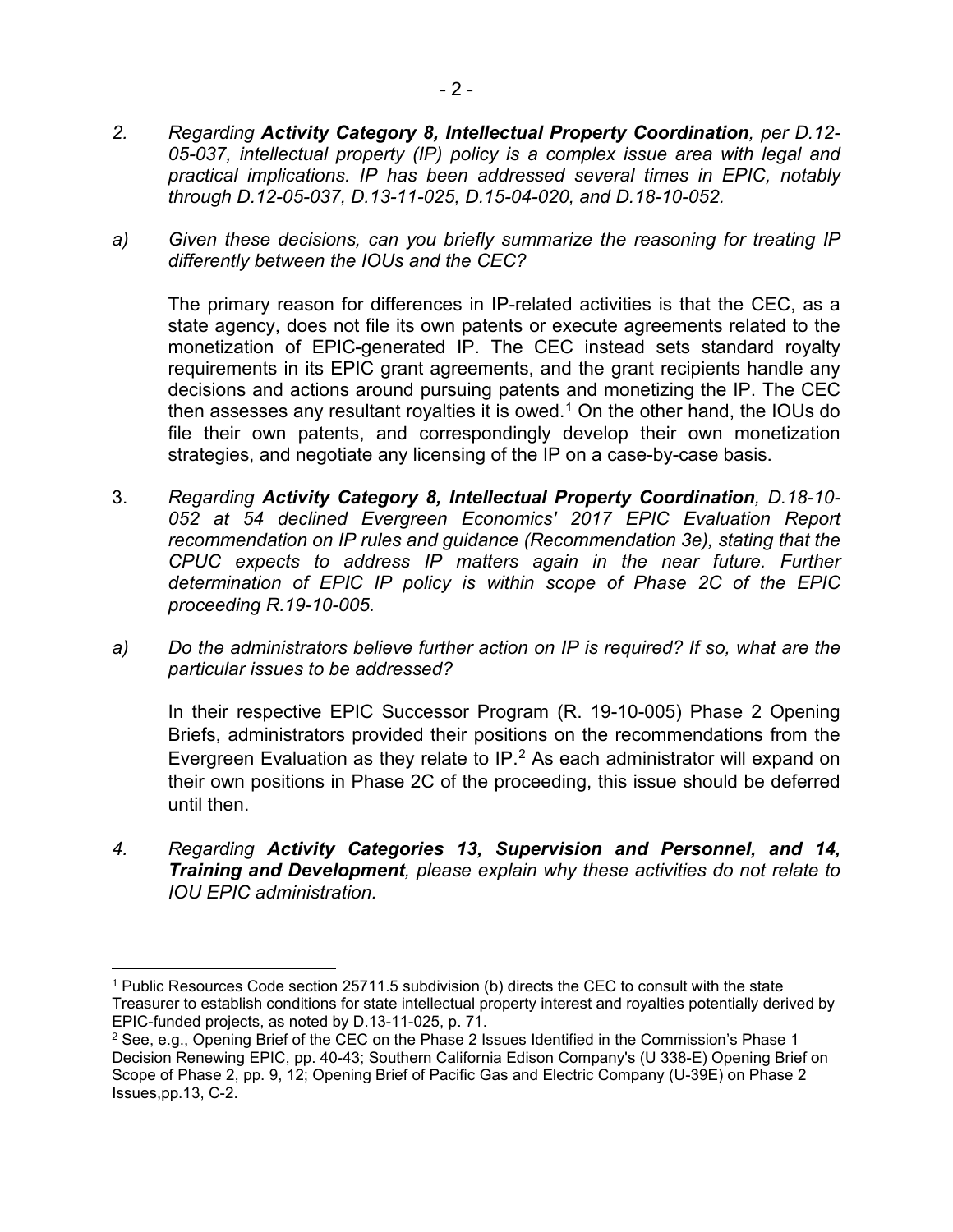*2. Regarding **Activity Category 8, Intellectual Property Coordination**, per D.12-05-037, intellectual property (IP) policy is a complex issue area with legal and practical implications. IP has been addressed several times in EPIC, notably through D.12-05-037, D.13-11-025, D.15-04-020, and D.18-10-052.*

*a) Given these decisions, can you briefly summarize the reasoning for treating IP differently between the IOUs and the CEC?*

The primary reason for differences in IP-related activities is that the CEC, as a state agency, does not file its own patents or execute agreements related to the monetization of EPIC-generated IP. The CEC instead sets standard royalty requirements in its EPIC grant agreements, and the grant recipients handle any decisions and actions around pursuing patents and monetizing the IP. The CEC then assesses any resultant royalties it is owed.[1] On the other hand, the IOUs do file their own patents, and correspondingly develop their own monetization strategies, and negotiate any licensing of the IP on a case-by-case basis.

3. *Regarding **Activity Category 8, Intellectual Property Coordination**, D.18-10-052 at 54 declined Evergreen Economics' 2017 EPIC Evaluation Report recommendation on IP rules and guidance (Recommendation 3e), stating that the CPUC expects to address IP matters again in the near future. Further determination of EPIC IP policy is within scope of Phase 2C of the EPIC proceeding R.19-10-005.*

*a) Do the administrators believe further action on IP is required? If so, what are the particular issues to be addressed?*

In their respective EPIC Successor Program (R. 19-10-005) Phase 2 Opening Briefs, administrators provided their positions on the recommendations from the Evergreen Evaluation as they relate to IP.[2] As each administrator will expand on their own positions in Phase 2C of the proceeding, this issue should be deferred until then.

*4. Regarding **Activity Categories 13, Supervision and Personnel, and 14, Training and Development**, please explain why these activities do not relate to IOU EPIC administration.*

---

[1] Public Resources Code section 25711.5 subdivision (b) directs the CEC to consult with the state Treasurer to establish conditions for state intellectual property interest and royalties potentially derived by EPIC-funded projects, as noted by D.13-11-025, p. 71.

[2] See, e.g., Opening Brief of the CEC on the Phase 2 Issues Identified in the Commission's Phase 1 Decision Renewing EPIC, pp. 40-43; Southern California Edison Company's (U 338-E) Opening Brief on Scope of Phase 2, pp. 9, 12; Opening Brief of Pacific Gas and Electric Company (U-39E) on Phase 2 Issues,pp.13, C-2.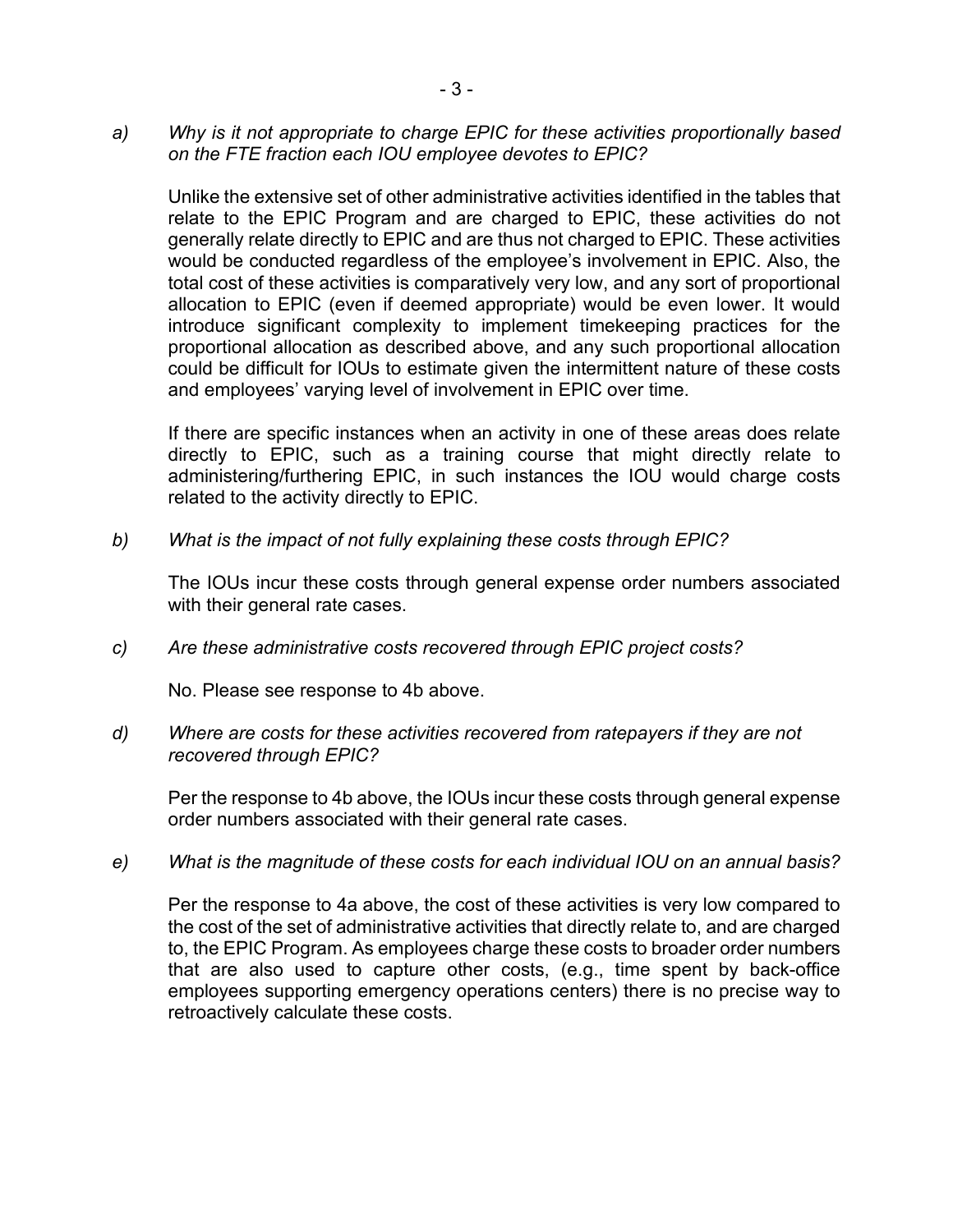*a) Why is it not appropriate to charge EPIC for these activities proportionally based on the FTE fraction each IOU employee devotes to EPIC?*

Unlike the extensive set of other administrative activities identified in the tables that relate to the EPIC Program and are charged to EPIC, these activities do not generally relate directly to EPIC and are thus not charged to EPIC. These activities would be conducted regardless of the employee's involvement in EPIC. Also, the total cost of these activities is comparatively very low, and any sort of proportional allocation to EPIC (even if deemed appropriate) would be even lower. It would introduce significant complexity to implement timekeeping practices for the proportional allocation as described above, and any such proportional allocation could be difficult for IOUs to estimate given the intermittent nature of these costs and employees' varying level of involvement in EPIC over time.

If there are specific instances when an activity in one of these areas does relate directly to EPIC, such as a training course that might directly relate to administering/furthering EPIC, in such instances the IOU would charge costs related to the activity directly to EPIC.

*b) What is the impact of not fully explaining these costs through EPIC?*

The IOUs incur these costs through general expense order numbers associated with their general rate cases.

*c) Are these administrative costs recovered through EPIC project costs?*

No. Please see response to 4b above.

*d) Where are costs for these activities recovered from ratepayers if they are not recovered through EPIC?*

Per the response to 4b above, the IOUs incur these costs through general expense order numbers associated with their general rate cases.

*e) What is the magnitude of these costs for each individual IOU on an annual basis?*

Per the response to 4a above, the cost of these activities is very low compared to the cost of the set of administrative activities that directly relate to, and are charged to, the EPIC Program. As employees charge these costs to broader order numbers that are also used to capture other costs, (e.g., time spent by back-office employees supporting emergency operations centers) there is no precise way to retroactively calculate these costs.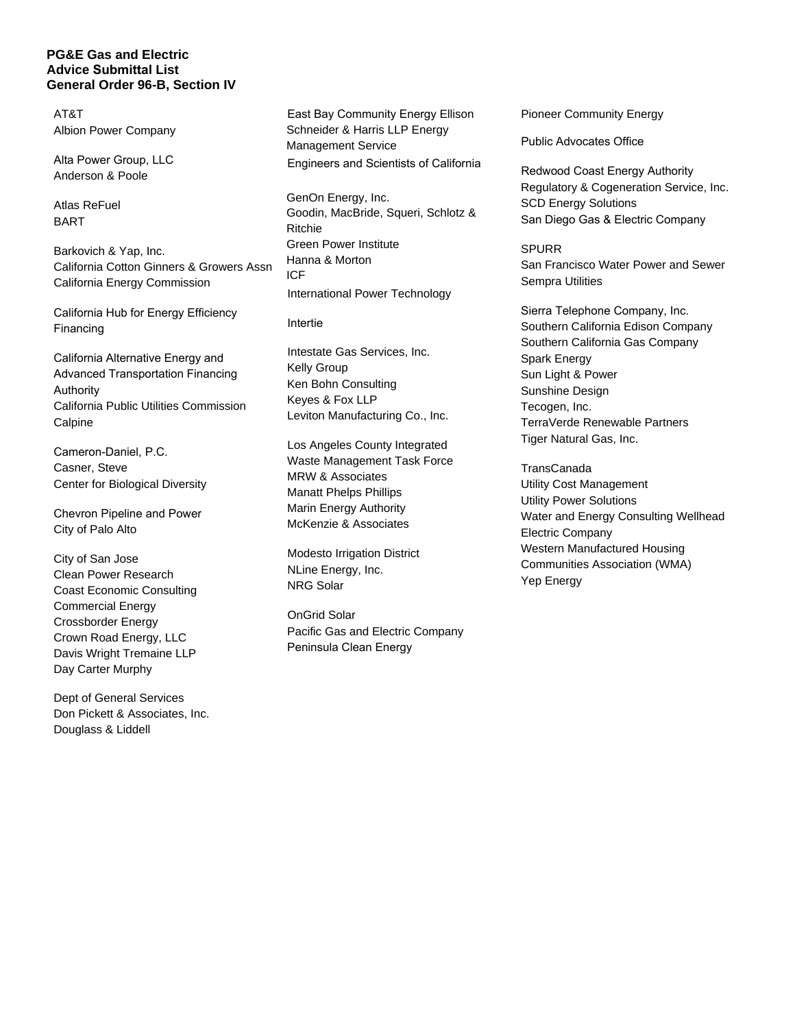**PG&E Gas and Electric**
**Advice Submittal List**
**General Order 96-B, Section IV**

AT&T
Albion Power Company

Alta Power Group, LLC
Anderson & Poole

Atlas ReFuel
BART

Barkovich & Yap, Inc.
California Cotton Ginners & Growers Assn
California Energy Commission

California Hub for Energy Efficiency Financing

California Alternative Energy and Advanced Transportation Financing Authority
California Public Utilities Commission
Calpine

Cameron-Daniel, P.C.
Casner, Steve
Center for Biological Diversity

Chevron Pipeline and Power
City of Palo Alto

City of San Jose
Clean Power Research
Coast Economic Consulting
Commercial Energy
Crossborder Energy
Crown Road Energy, LLC
Davis Wright Tremaine LLP
Day Carter Murphy

Dept of General Services
Don Pickett & Associates, Inc.
Douglass & Liddell

East Bay Community Energy Ellison
Schneider & Harris LLP Energy
Management Service
Engineers and Scientists of California

GenOn Energy, Inc.
Goodin, MacBride, Squeri, Schlotz & Ritchie
Green Power Institute
Hanna & Morton
ICF
International Power Technology

Intertie

Intestate Gas Services, Inc.
Kelly Group
Ken Bohn Consulting
Keyes & Fox LLP
Leviton Manufacturing Co., Inc.

Los Angeles County Integrated Waste Management Task Force
MRW & Associates
Manatt Phelps Phillips
Marin Energy Authority
McKenzie & Associates

Modesto Irrigation District
NLine Energy, Inc.
NRG Solar

OnGrid Solar
Pacific Gas and Electric Company
Peninsula Clean Energy

Pioneer Community Energy

Public Advocates Office

Redwood Coast Energy Authority
Regulatory & Cogeneration Service, Inc.
SCD Energy Solutions
San Diego Gas & Electric Company

SPURR
San Francisco Water Power and Sewer
Sempra Utilities

Sierra Telephone Company, Inc.
Southern California Edison Company
Southern California Gas Company
Spark Energy
Sun Light & Power
Sunshine Design
Tecogen, Inc.
TerraVerde Renewable Partners
Tiger Natural Gas, Inc.

TransCanada
Utility Cost Management
Utility Power Solutions
Water and Energy Consulting Wellhead Electric Company
Western Manufactured Housing Communities Association (WMA)
Yep Energy